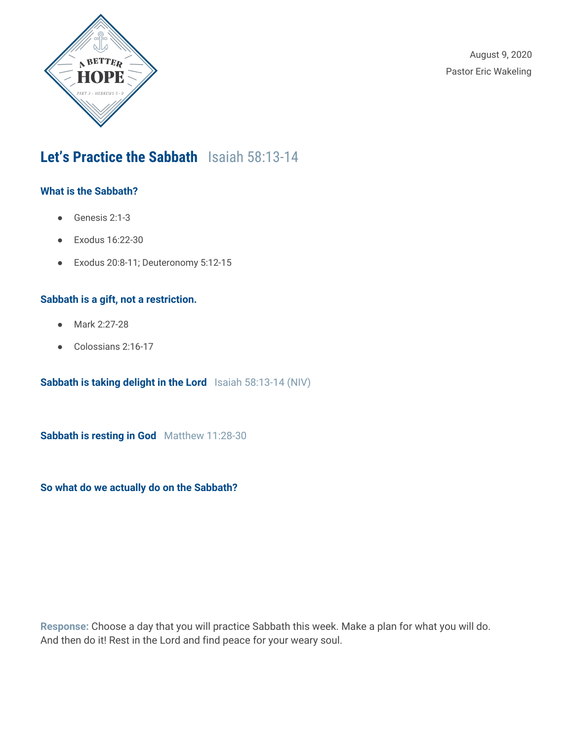A BETTER HOPE

PART 3 · HEBREWS 5 - 9

August 9, 2020
Pastor Eric Wakeling

# Let's Practice the Sabbath Isaiah 58:13-14

### What is the Sabbath?

- Genesis 2:1-3
- Exodus 16:22-30
- Exodus 20:8-11; Deuteronomy 5:12-15

### Sabbath is a gift, not a restriction.

- Mark 2:27-28
- Colossians 2:16-17

### Sabbath is taking delight in the Lord Isaiah 58:13-14 (NIV)

### Sabbath is resting in God Matthew 11:28-30

### So what do we actually do on the Sabbath?

**Response:** Choose a day that you will practice Sabbath this week. Make a plan for what you will do. And then do it! Rest in the Lord and find peace for your weary soul.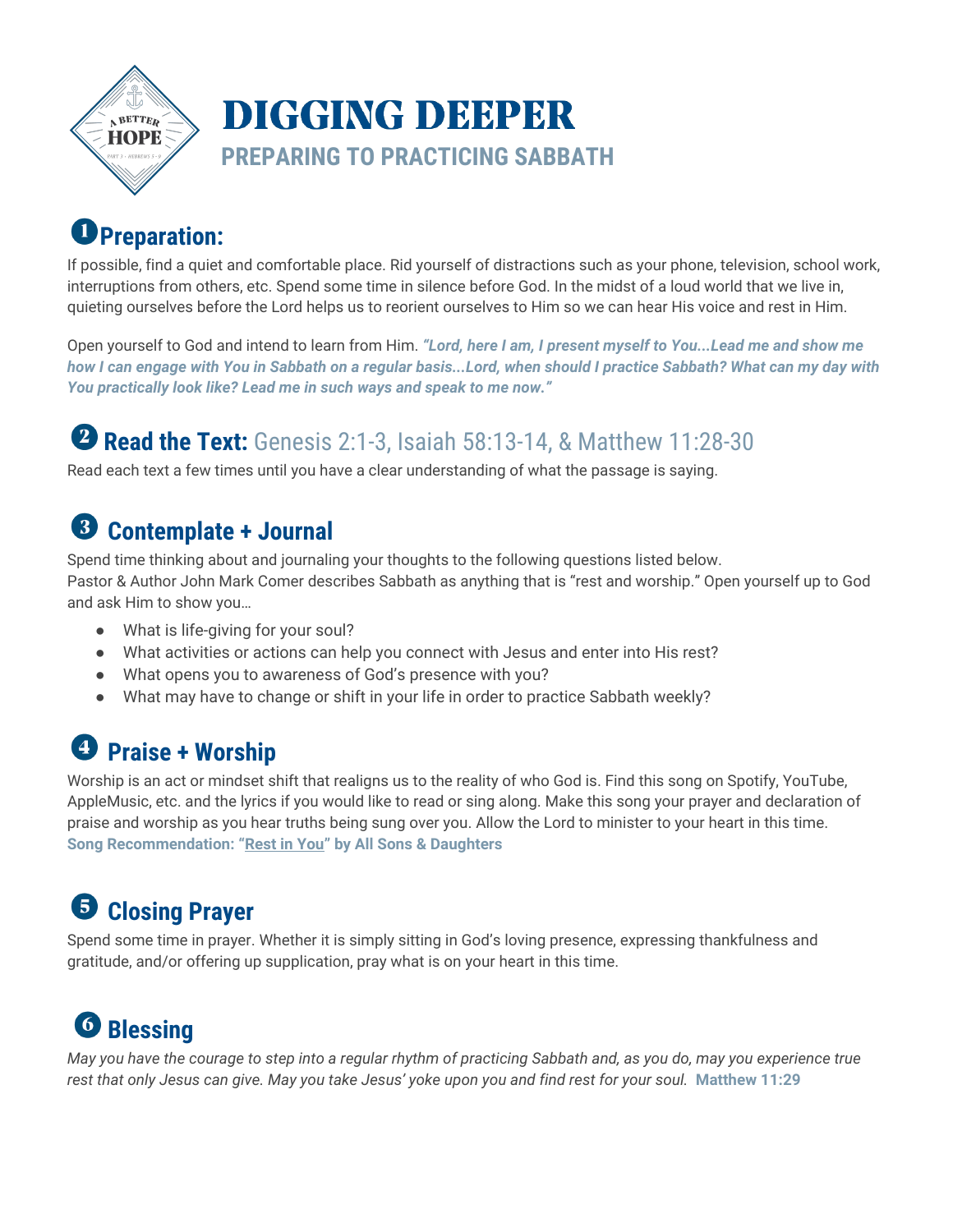# DIGGING DEEPER

## PREPARING TO PRACTICING SABBATH

## ❶ Preparation:

If possible, find a quiet and comfortable place. Rid yourself of distractions such as your phone, television, school work, interruptions from others, etc. Spend some time in silence before God. In the midst of a loud world that we live in, quieting ourselves before the Lord helps us to reorient ourselves to Him so we can hear His voice and rest in Him.

Open yourself to God and intend to learn from Him. ***"Lord, here I am, I present myself to You...Lead me and show me how I can engage with You in Sabbath on a regular basis...Lord, when should I practice Sabbath? What can my day with You practically look like? Lead me in such ways and speak to me now."***

## ❷ Read the Text: Genesis 2:1-3, Isaiah 58:13-14, & Matthew 11:28-30

Read each text a few times until you have a clear understanding of what the passage is saying.

## ❸ Contemplate + Journal

Spend time thinking about and journaling your thoughts to the following questions listed below.
Pastor & Author John Mark Comer describes Sabbath as anything that is "rest and worship." Open yourself up to God and ask Him to show you…

- What is life-giving for your soul?
- What activities or actions can help you connect with Jesus and enter into His rest?
- What opens you to awareness of God's presence with you?
- What may have to change or shift in your life in order to practice Sabbath weekly?

## ❹ Praise + Worship

Worship is an act or mindset shift that realigns us to the reality of who God is. Find this song on Spotify, YouTube, AppleMusic, etc. and the lyrics if you would like to read or sing along. Make this song your prayer and declaration of praise and worship as you hear truths being sung over you. Allow the Lord to minister to your heart in this time.
**Song Recommendation: "Rest in You" by All Sons & Daughters**

## ❺ Closing Prayer

Spend some time in prayer. Whether it is simply sitting in God's loving presence, expressing thankfulness and gratitude, and/or offering up supplication, pray what is on your heart in this time.

## ❻ Blessing

*May you have the courage to step into a regular rhythm of practicing Sabbath and, as you do, may you experience true rest that only Jesus can give. May you take Jesus' yoke upon you and find rest for your soul.* **Matthew 11:29**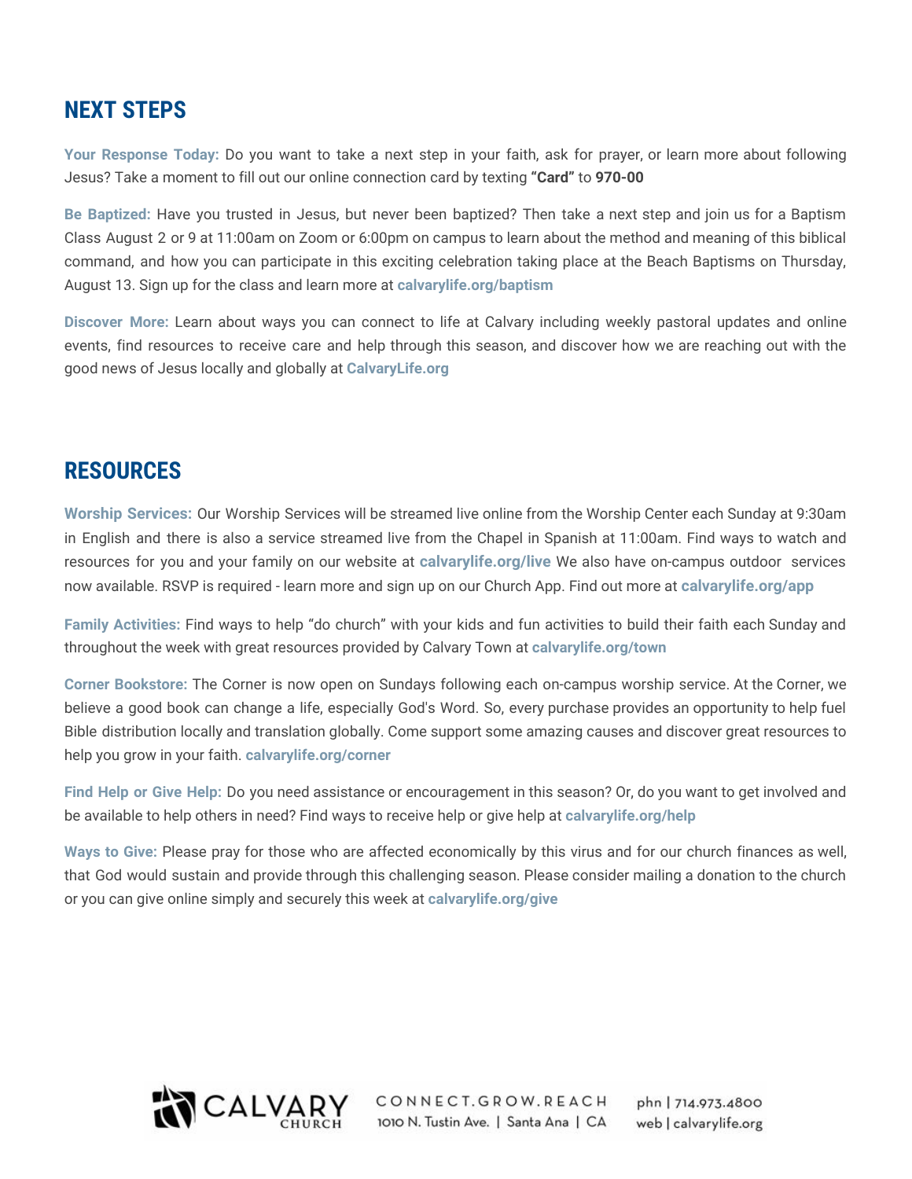## NEXT STEPS

**Your Response Today:** Do you want to take a next step in your faith, ask for prayer, or learn more about following Jesus? Take a moment to fill out our online connection card by texting **"Card"** to **970-00**

**Be Baptized:** Have you trusted in Jesus, but never been baptized? Then take a next step and join us for a Baptism Class August 2 or 9 at 11:00am on Zoom or 6:00pm on campus to learn about the method and meaning of this biblical command, and how you can participate in this exciting celebration taking place at the Beach Baptisms on Thursday, August 13. Sign up for the class and learn more at **calvarylife.org/baptism**

**Discover More:** Learn about ways you can connect to life at Calvary including weekly pastoral updates and online events, find resources to receive care and help through this season, and discover how we are reaching out with the good news of Jesus locally and globally at **CalvaryLife.org**

## RESOURCES

**Worship Services:** Our Worship Services will be streamed live online from the Worship Center each Sunday at 9:30am in English and there is also a service streamed live from the Chapel in Spanish at 11:00am. Find ways to watch and resources for you and your family on our website at **calvarylife.org/live** We also have on-campus outdoor services now available. RSVP is required - learn more and sign up on our Church App. Find out more at **calvarylife.org/app**

**Family Activities:** Find ways to help "do church" with your kids and fun activities to build their faith each Sunday and throughout the week with great resources provided by Calvary Town at **calvarylife.org/town**

**Corner Bookstore:** The Corner is now open on Sundays following each on-campus worship service. At the Corner, we believe a good book can change a life, especially God's Word. So, every purchase provides an opportunity to help fuel Bible distribution locally and translation globally. Come support some amazing causes and discover great resources to help you grow in your faith. **calvarylife.org/corner**

**Find Help or Give Help:** Do you need assistance or encouragement in this season? Or, do you want to get involved and be available to help others in need? Find ways to receive help or give help at **calvarylife.org/help**

**Ways to Give:** Please pray for those who are affected economically by this virus and for our church finances as well, that God would sustain and provide through this challenging season. Please consider mailing a donation to the church or you can give online simply and securely this week at **calvarylife.org/give**

CALVARY CHURCH

CONNECT.GROW.REACH
1010 N. Tustin Ave. | Santa Ana | CA

phn | 714.973.4800
web | calvarylife.org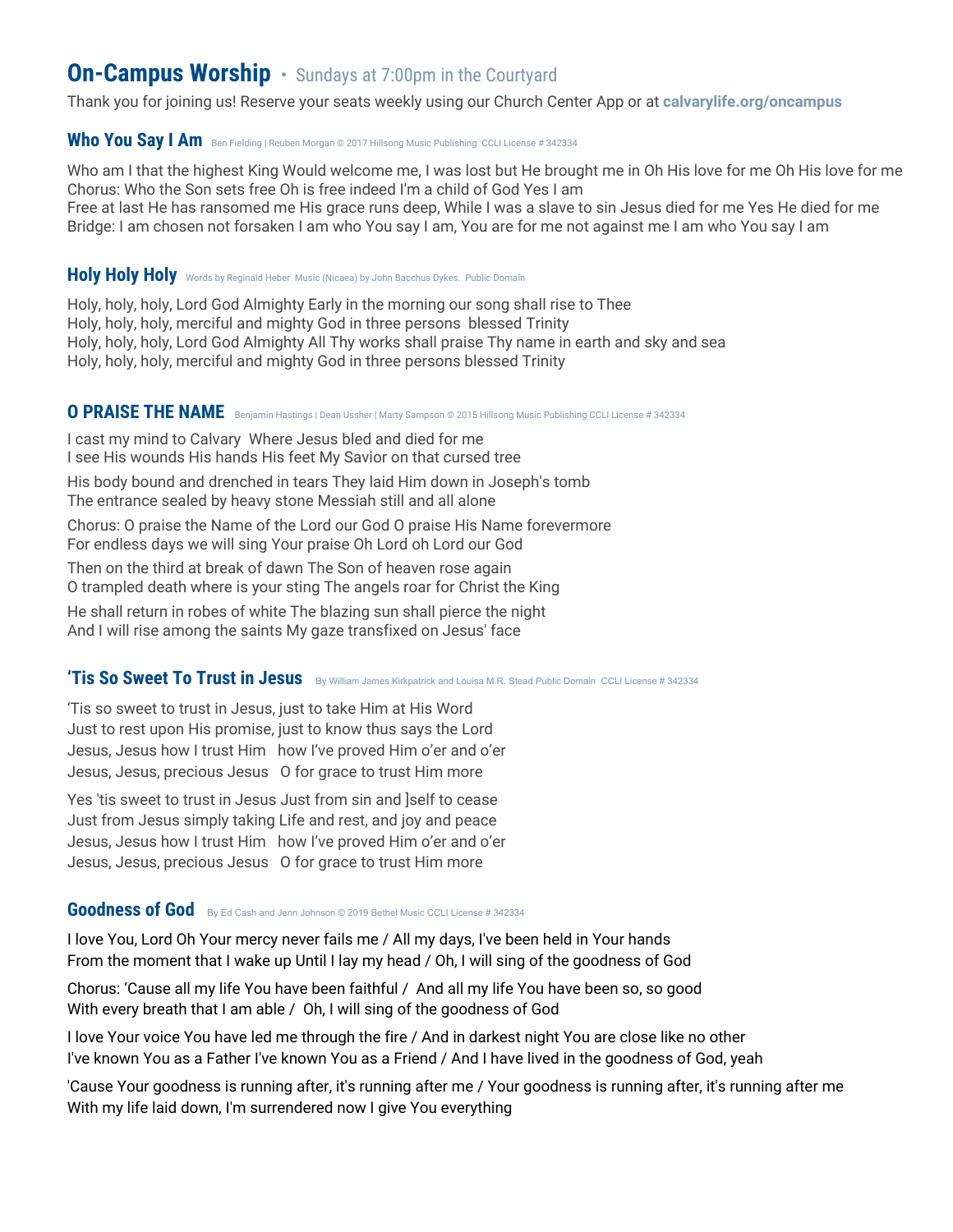## On-Campus Worship • Sundays at 7:00pm in the Courtyard

Thank you for joining us! Reserve your seats weekly using our Church Center App or at **calvarylife.org/oncampus**

### Who You Say I Am

Ben Fielding | Reuben Morgan © 2017 Hillsong Music Publishing CCLI License # 342334

Who am I that the highest King Would welcome me, I was lost but He brought me in Oh His love for me Oh His love for me
Chorus: Who the Son sets free Oh is free indeed I'm a child of God Yes I am
Free at last He has ransomed me His grace runs deep, While I was a slave to sin Jesus died for me Yes He died for me
Bridge: I am chosen not forsaken I am who You say I am, You are for me not against me I am who You say I am

### Holy Holy Holy

Words by Reginald Heber Music (Nicaea) by John Bacchus Dykes. Public Domain

Holy, holy, holy, Lord God Almighty Early in the morning our song shall rise to Thee
Holy, holy, holy, merciful and mighty God in three persons blessed Trinity
Holy, holy, holy, Lord God Almighty All Thy works shall praise Thy name in earth and sky and sea
Holy, holy, holy, merciful and mighty God in three persons blessed Trinity

### O PRAISE THE NAME

Benjamin Hastings | Dean Ussher | Marty Sampson © 2015 Hillsong Music Publishing CCLI License # 342334

I cast my mind to Calvary Where Jesus bled and died for me
I see His wounds His hands His feet My Savior on that cursed tree

His body bound and drenched in tears They laid Him down in Joseph's tomb
The entrance sealed by heavy stone Messiah still and all alone

Chorus: O praise the Name of the Lord our God O praise His Name forevermore
For endless days we will sing Your praise Oh Lord oh Lord our God

Then on the third at break of dawn The Son of heaven rose again
O trampled death where is your sting The angels roar for Christ the King

He shall return in robes of white The blazing sun shall pierce the night
And I will rise among the saints My gaze transfixed on Jesus' face

### 'Tis So Sweet To Trust in Jesus

By William James Kirkpatrick and Louisa M.R. Stead Public Domain CCLI License # 342334

'Tis so sweet to trust in Jesus, just to take Him at His Word
Just to rest upon His promise, just to know thus says the Lord
Jesus, Jesus how I trust Him how I've proved Him o'er and o'er
Jesus, Jesus, precious Jesus O for grace to trust Him more

Yes 'tis sweet to trust in Jesus Just from sin and ]self to cease
Just from Jesus simply taking Life and rest, and joy and peace
Jesus, Jesus how I trust Him how I've proved Him o'er and o'er
Jesus, Jesus, precious Jesus O for grace to trust Him more

### Goodness of God

By Ed Cash and Jenn Johnson © 2019 Bethel Music CCLI License # 342334

I love You, Lord Oh Your mercy never fails me / All my days, I've been held in Your hands
From the moment that I wake up Until I lay my head / Oh, I will sing of the goodness of God

Chorus: 'Cause all my life You have been faithful / And all my life You have been so, so good
With every breath that I am able / Oh, I will sing of the goodness of God

I love Your voice You have led me through the fire / And in darkest night You are close like no other
I've known You as a Father I've known You as a Friend / And I have lived in the goodness of God, yeah

'Cause Your goodness is running after, it's running after me / Your goodness is running after, it's running after me
With my life laid down, I'm surrendered now I give You everything